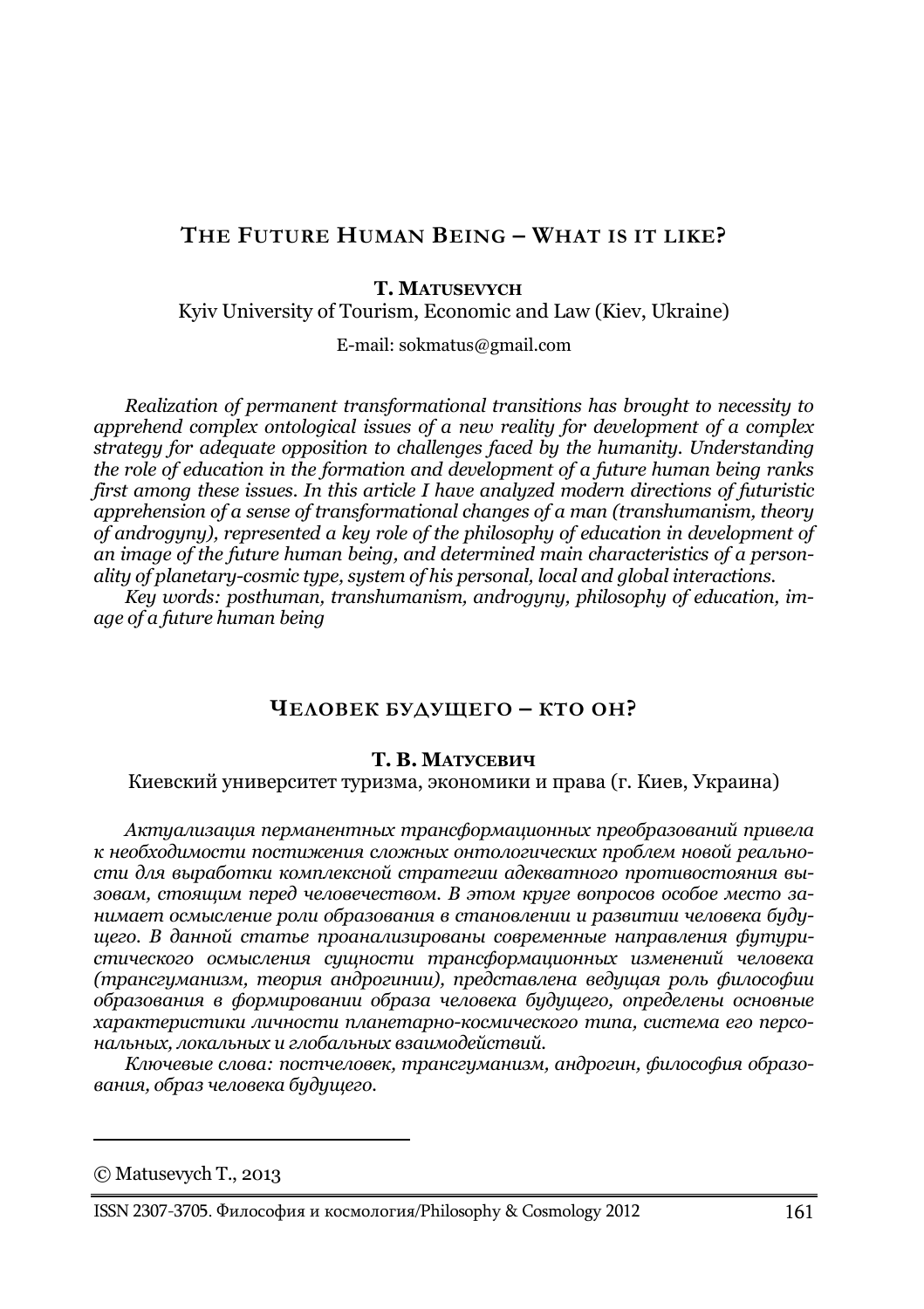## THE FUTURE HUMAN BEING – WHAT IS IT LIKE?

**T. MATUSEVYCH**
Kyiv University of Tourism, Economic and Law (Kiev, Ukraine)

E-mail: sokmatus@gmail.com

*Realization of permanent transformational transitions has brought to necessity to apprehend complex ontological issues of a new reality for development of a complex strategy for adequate opposition to challenges faced by the humanity. Understanding the role of education in the formation and development of a future human being ranks first among these issues. In this article I have analyzed modern directions of futuristic apprehension of a sense of transformational changes of a man (transhumanism, theory of androgyny), represented a key role of the philosophy of education in development of an image of the future human being, and determined main characteristics of a personality of planetary-cosmic type, system of his personal, local and global interactions.*

*Key words: posthuman, transhumanism, androgyny, philosophy of education, image of a future human being*

## ЧЕЛОВЕК БУДУЩЕГО – КТО ОН?

**Т. В. МАТУСЕВИЧ**
Киевский университет туризма, экономики и права (г. Киев, Украина)

*Актуализация перманентных трансформационных преобразований привела к необходимости постижения сложных онтологических проблем новой реальности для выработки комплексной стратегии адекватного противостояния вызовам, стоящим перед человечеством. В этом круге вопросов особое место занимает осмысление роли образования в становлении и развитии человека будущего. В данной статье проанализированы современные направления футуристического осмысления сущности трансформационных изменений человека (трансгуманизм, теория андрогинии), представлена ведущая роль философии образования в формировании образа человека будущего, определены основные характеристики личности планетарно-космического типа, система его персональных, локальных и глобальных взаимодействий.*

*Ключевые слова: постчеловек, трансгуманизм, андрогин, философия образования, образ человека будущего.*

---

© Matusevych T., 2013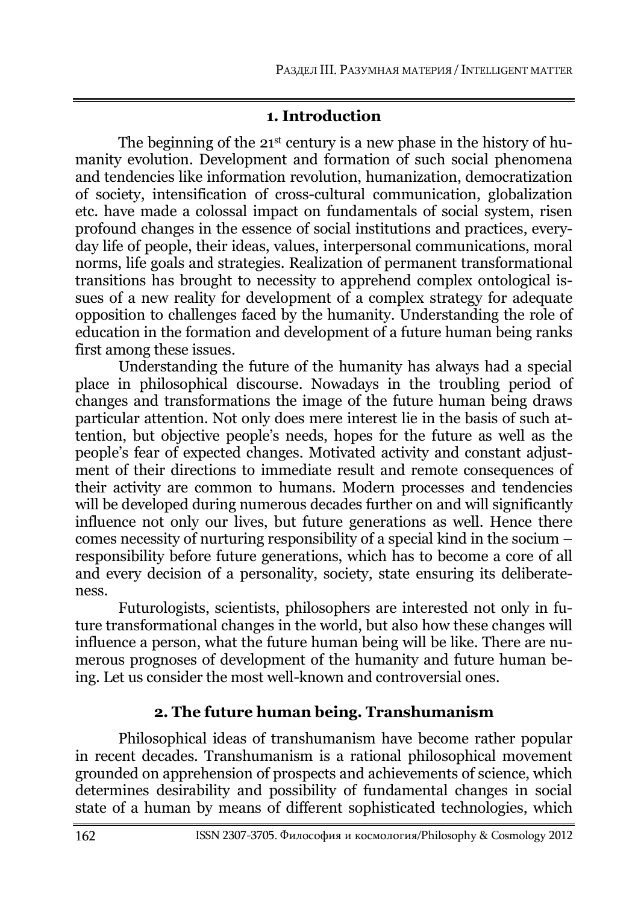## 1. Introduction

The beginning of the 21st century is a new phase in the history of humanity evolution. Development and formation of such social phenomena and tendencies like information revolution, humanization, democratization of society, intensification of cross-cultural communication, globalization etc. have made a colossal impact on fundamentals of social system, risen profound changes in the essence of social institutions and practices, everyday life of people, their ideas, values, interpersonal communications, moral norms, life goals and strategies. Realization of permanent transformational transitions has brought to necessity to apprehend complex ontological issues of a new reality for development of a complex strategy for adequate opposition to challenges faced by the humanity. Understanding the role of education in the formation and development of a future human being ranks first among these issues.

Understanding the future of the humanity has always had a special place in philosophical discourse. Nowadays in the troubling period of changes and transformations the image of the future human being draws particular attention. Not only does mere interest lie in the basis of such attention, but objective people's needs, hopes for the future as well as the people's fear of expected changes. Motivated activity and constant adjustment of their directions to immediate result and remote consequences of their activity are common to humans. Modern processes and tendencies will be developed during numerous decades further on and will significantly influence not only our lives, but future generations as well. Hence there comes necessity of nurturing responsibility of a special kind in the socium – responsibility before future generations, which has to become a core of all and every decision of a personality, society, state ensuring its deliberateness.

Futurologists, scientists, philosophers are interested not only in future transformational changes in the world, but also how these changes will influence a person, what the future human being will be like. There are numerous prognoses of development of the humanity and future human being. Let us consider the most well-known and controversial ones.

## 2. The future human being. Transhumanism

Philosophical ideas of transhumanism have become rather popular in recent decades. Transhumanism is a rational philosophical movement grounded on apprehension of prospects and achievements of science, which determines desirability and possibility of fundamental changes in social state of a human by means of different sophisticated technologies, which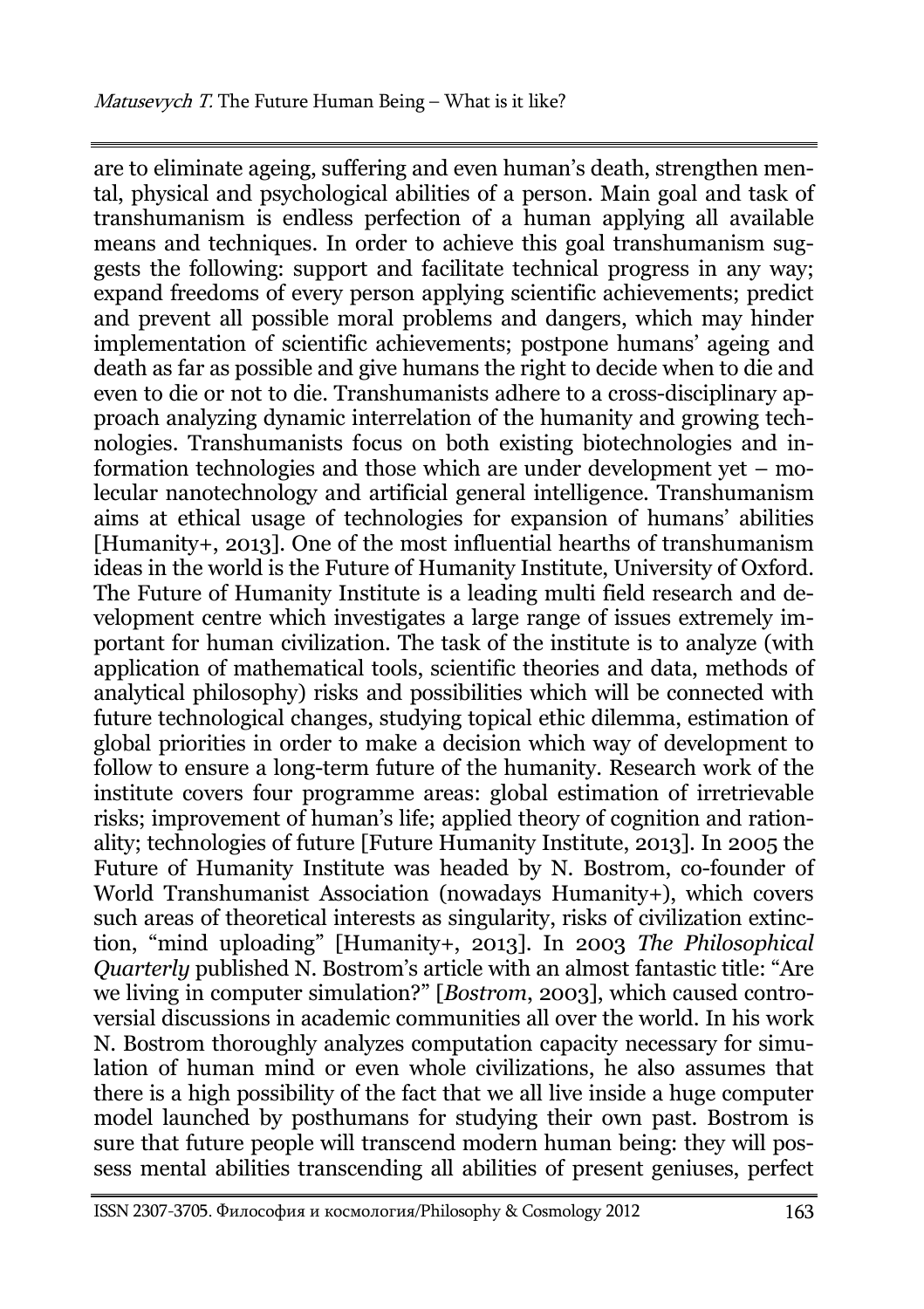are to eliminate ageing, suffering and even human's death, strengthen mental, physical and psychological abilities of a person. Main goal and task of transhumanism is endless perfection of a human applying all available means and techniques. In order to achieve this goal transhumanism suggests the following: support and facilitate technical progress in any way; expand freedoms of every person applying scientific achievements; predict and prevent all possible moral problems and dangers, which may hinder implementation of scientific achievements; postpone humans' ageing and death as far as possible and give humans the right to decide when to die and even to die or not to die. Transhumanists adhere to a cross-disciplinary approach analyzing dynamic interrelation of the humanity and growing technologies. Transhumanists focus on both existing biotechnologies and information technologies and those which are under development yet – molecular nanotechnology and artificial general intelligence. Transhumanism aims at ethical usage of technologies for expansion of humans' abilities [Humanity+, 2013]. One of the most influential hearths of transhumanism ideas in the world is the Future of Humanity Institute, University of Oxford. The Future of Humanity Institute is a leading multi field research and development centre which investigates a large range of issues extremely important for human civilization. The task of the institute is to analyze (with application of mathematical tools, scientific theories and data, methods of analytical philosophy) risks and possibilities which will be connected with future technological changes, studying topical ethic dilemma, estimation of global priorities in order to make a decision which way of development to follow to ensure a long-term future of the humanity. Research work of the institute covers four programme areas: global estimation of irretrievable risks; improvement of human's life; applied theory of cognition and rationality; technologies of future [Future Humanity Institute, 2013]. In 2005 the Future of Humanity Institute was headed by N. Bostrom, co-founder of World Transhumanist Association (nowadays Humanity+), which covers such areas of theoretical interests as singularity, risks of civilization extinction, "mind uploading" [Humanity+, 2013]. In 2003 *The Philosophical Quarterly* published N. Bostrom's article with an almost fantastic title: "Are we living in computer simulation?" [*Bostrom*, 2003], which caused controversial discussions in academic communities all over the world. In his work N. Bostrom thoroughly analyzes computation capacity necessary for simulation of human mind or even whole civilizations, he also assumes that there is a high possibility of the fact that we all live inside a huge computer model launched by posthumans for studying their own past. Bostrom is sure that future people will transcend modern human being: they will possess mental abilities transcending all abilities of present geniuses, perfect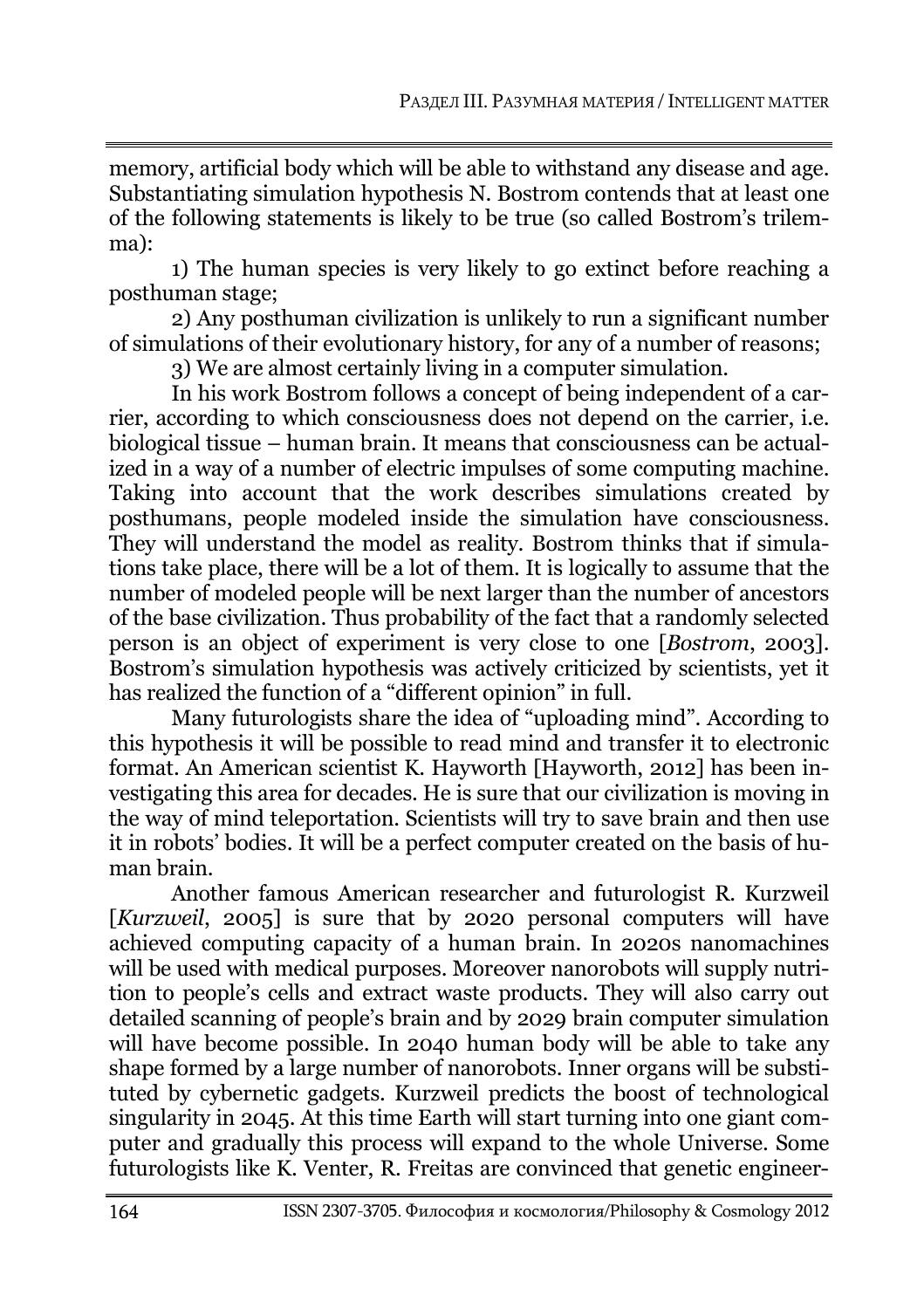memory, artificial body which will be able to withstand any disease and age. Substantiating simulation hypothesis N. Bostrom contends that at least one of the following statements is likely to be true (so called Bostrom's trilemma):

1) The human species is very likely to go extinct before reaching a posthuman stage;

2) Any posthuman civilization is unlikely to run a significant number of simulations of their evolutionary history, for any of a number of reasons;

3) We are almost certainly living in a computer simulation.

In his work Bostrom follows a concept of being independent of a carrier, according to which consciousness does not depend on the carrier, i.e. biological tissue – human brain. It means that consciousness can be actualized in a way of a number of electric impulses of some computing machine. Taking into account that the work describes simulations created by posthumans, people modeled inside the simulation have consciousness. They will understand the model as reality. Bostrom thinks that if simulations take place, there will be a lot of them. It is logically to assume that the number of modeled people will be next larger than the number of ancestors of the base civilization. Thus probability of the fact that a randomly selected person is an object of experiment is very close to one [*Bostrom*, 2003]. Bostrom's simulation hypothesis was actively criticized by scientists, yet it has realized the function of a "different opinion" in full.

Many futurologists share the idea of "uploading mind". According to this hypothesis it will be possible to read mind and transfer it to electronic format. An American scientist K. Hayworth [Hayworth, 2012] has been investigating this area for decades. He is sure that our civilization is moving in the way of mind teleportation. Scientists will try to save brain and then use it in robots' bodies. It will be a perfect computer created on the basis of human brain.

Another famous American researcher and futurologist R. Kurzweil [*Kurzweil*, 2005] is sure that by 2020 personal computers will have achieved computing capacity of a human brain. In 2020s nanomachines will be used with medical purposes. Moreover nanorobots will supply nutrition to people's cells and extract waste products. They will also carry out detailed scanning of people's brain and by 2029 brain computer simulation will have become possible. In 2040 human body will be able to take any shape formed by a large number of nanorobots. Inner organs will be substituted by cybernetic gadgets. Kurzweil predicts the boost of technological singularity in 2045. At this time Earth will start turning into one giant computer and gradually this process will expand to the whole Universe. Some futurologists like K. Venter, R. Freitas are convinced that genetic engineer-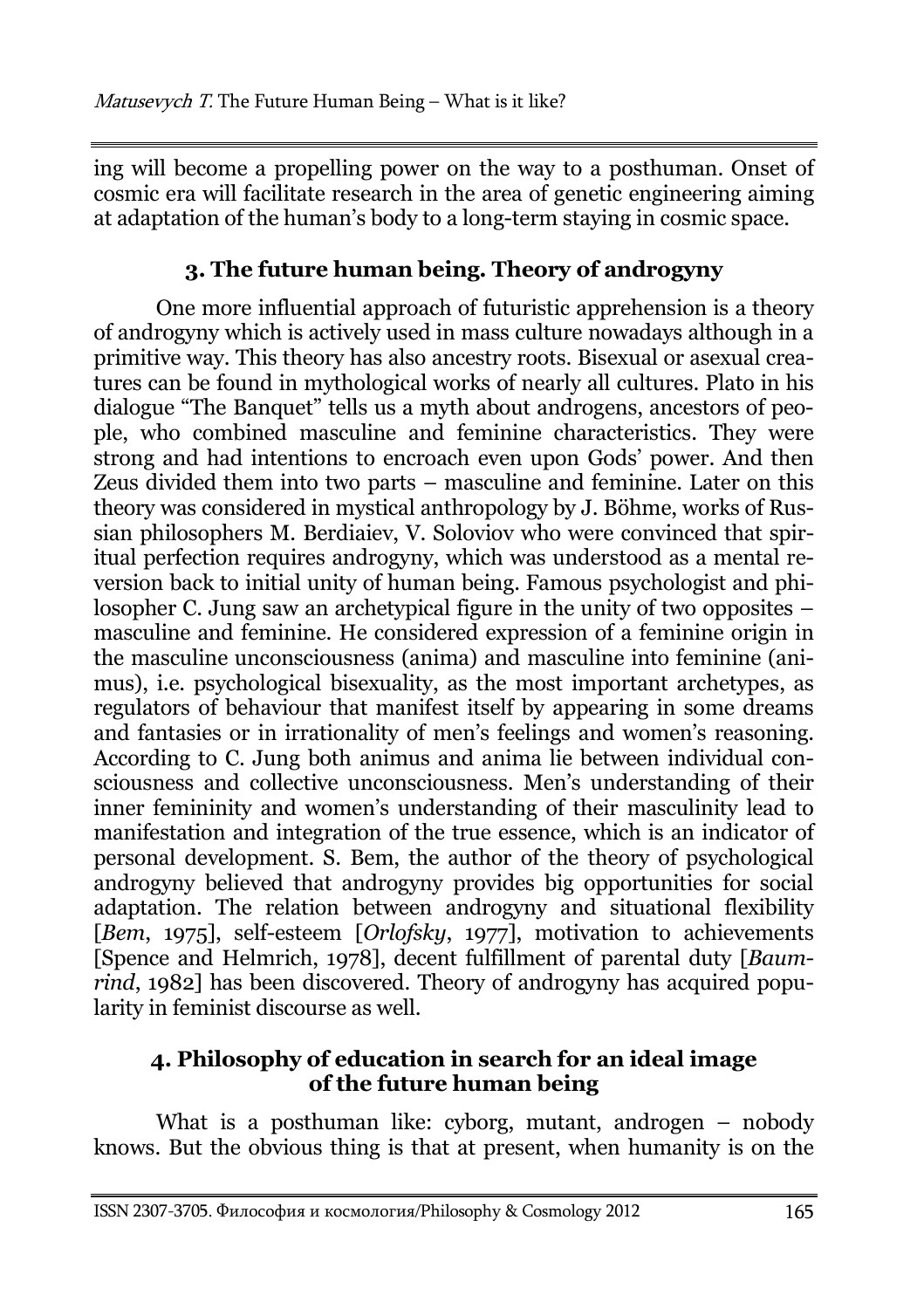ing will become a propelling power on the way to a posthuman. Onset of cosmic era will facilitate research in the area of genetic engineering aiming at adaptation of the human's body to a long-term staying in cosmic space.

### 3. The future human being. Theory of androgyny

One more influential approach of futuristic apprehension is a theory of androgyny which is actively used in mass culture nowadays although in a primitive way. This theory has also ancestry roots. Bisexual or asexual creatures can be found in mythological works of nearly all cultures. Plato in his dialogue "The Banquet" tells us a myth about androgens, ancestors of people, who combined masculine and feminine characteristics. They were strong and had intentions to encroach even upon Gods' power. And then Zeus divided them into two parts – masculine and feminine. Later on this theory was considered in mystical anthropology by J. Böhme, works of Russian philosophers M. Berdiaiev, V. Soloviov who were convinced that spiritual perfection requires androgyny, which was understood as a mental reversion back to initial unity of human being. Famous psychologist and philosopher C. Jung saw an archetypical figure in the unity of two opposites – masculine and feminine. He considered expression of a feminine origin in the masculine unconsciousness (anima) and masculine into feminine (animus), i.e. psychological bisexuality, as the most important archetypes, as regulators of behaviour that manifest itself by appearing in some dreams and fantasies or in irrationality of men's feelings and women's reasoning. According to C. Jung both animus and anima lie between individual consciousness and collective unconsciousness. Men's understanding of their inner femininity and women's understanding of their masculinity lead to manifestation and integration of the true essence, which is an indicator of personal development. S. Bem, the author of the theory of psychological androgyny believed that androgyny provides big opportunities for social adaptation. The relation between androgyny and situational flexibility [*Bem*, 1975], self-esteem [*Orlofsky*, 1977], motivation to achievements [Spence and Helmrich, 1978], decent fulfillment of parental duty [*Baumrind*, 1982] has been discovered. Theory of androgyny has acquired popularity in feminist discourse as well.

### 4. Philosophy of education in search for an ideal image of the future human being

What is a posthuman like: cyborg, mutant, androgen – nobody knows. But the obvious thing is that at present, when humanity is on the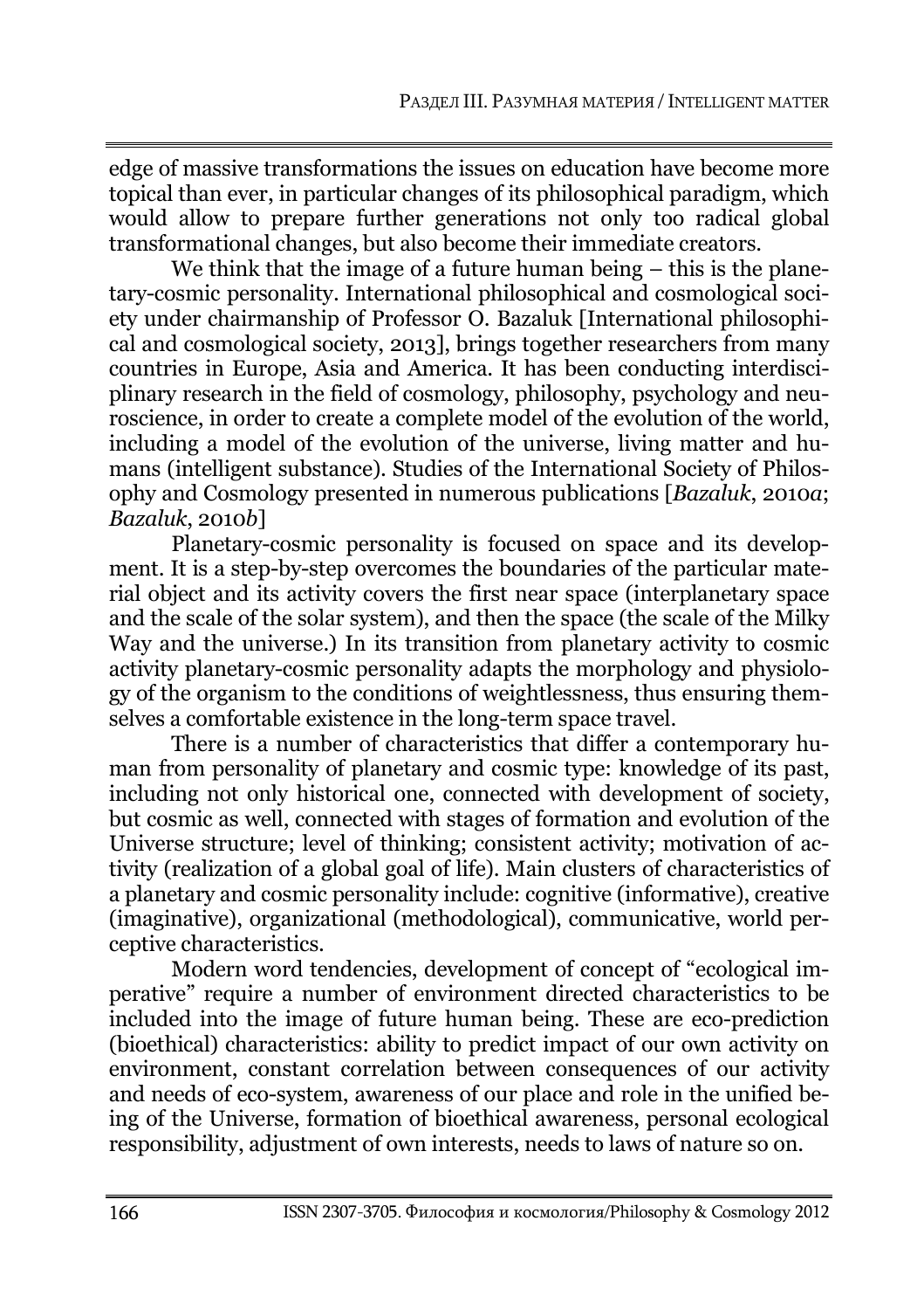edge of massive transformations the issues on education have become more topical than ever, in particular changes of its philosophical paradigm, which would allow to prepare further generations not only too radical global transformational changes, but also become their immediate creators.

We think that the image of a future human being – this is the planetary-cosmic personality. International philosophical and cosmological society under chairmanship of Professor O. Bazaluk [International philosophical and cosmological society, 2013], brings together researchers from many countries in Europe, Asia and America. It has been conducting interdisciplinary research in the field of cosmology, philosophy, psychology and neuroscience, in order to create a complete model of the evolution of the world, including a model of the evolution of the universe, living matter and humans (intelligent substance). Studies of the International Society of Philosophy and Cosmology presented in numerous publications [*Bazaluk*, 2010*a*; *Bazaluk*, 2010*b*]

Planetary-cosmic personality is focused on space and its development. It is a step-by-step overcomes the boundaries of the particular material object and its activity covers the first near space (interplanetary space and the scale of the solar system), and then the space (the scale of the Milky Way and the universe.) In its transition from planetary activity to cosmic activity planetary-cosmic personality adapts the morphology and physiology of the organism to the conditions of weightlessness, thus ensuring themselves a comfortable existence in the long-term space travel.

There is a number of characteristics that differ a contemporary human from personality of planetary and cosmic type: knowledge of its past, including not only historical one, connected with development of society, but cosmic as well, connected with stages of formation and evolution of the Universe structure; level of thinking; consistent activity; motivation of activity (realization of a global goal of life). Main clusters of characteristics of a planetary and cosmic personality include: cognitive (informative), creative (imaginative), organizational (methodological), communicative, world perceptive characteristics.

Modern word tendencies, development of concept of "ecological imperative" require a number of environment directed characteristics to be included into the image of future human being. These are eco-prediction (bioethical) characteristics: ability to predict impact of our own activity on environment, constant correlation between consequences of our activity and needs of eco-system, awareness of our place and role in the unified being of the Universe, formation of bioethical awareness, personal ecological responsibility, adjustment of own interests, needs to laws of nature so on.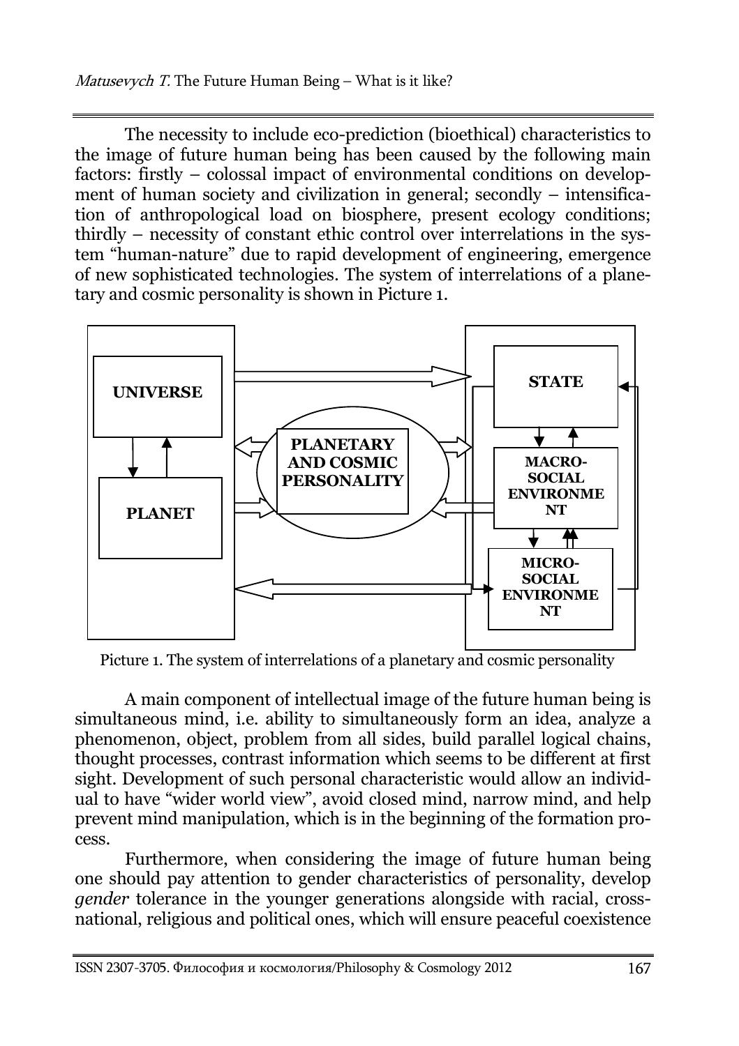The necessity to include eco-prediction (bioethical) characteristics to the image of future human being has been caused by the following main factors: firstly – colossal impact of environmental conditions on development of human society and civilization in general; secondly – intensification of anthropological load on biosphere, present ecology conditions; thirdly – necessity of constant ethic control over interrelations in the system "human-nature" due to rapid development of engineering, emergence of new sophisticated technologies. The system of interrelations of a planetary and cosmic personality is shown in Picture 1.

UNIVERSE

PLANET

PLANETARY AND COSMIC PERSONALITY

STATE

MACRO-SOCIAL ENVIRONMENT

MICRO-SOCIAL ENVIRONMENT

Picture 1. The system of interrelations of a planetary and cosmic personality

A main component of intellectual image of the future human being is simultaneous mind, i.e. ability to simultaneously form an idea, analyze a phenomenon, object, problem from all sides, build parallel logical chains, thought processes, contrast information which seems to be different at first sight. Development of such personal characteristic would allow an individual to have "wider world view", avoid closed mind, narrow mind, and help prevent mind manipulation, which is in the beginning of the formation process.

Furthermore, when considering the image of future human being one should pay attention to gender characteristics of personality, develop *gender* tolerance in the younger generations alongside with racial, cross-national, religious and political ones, which will ensure peaceful coexistence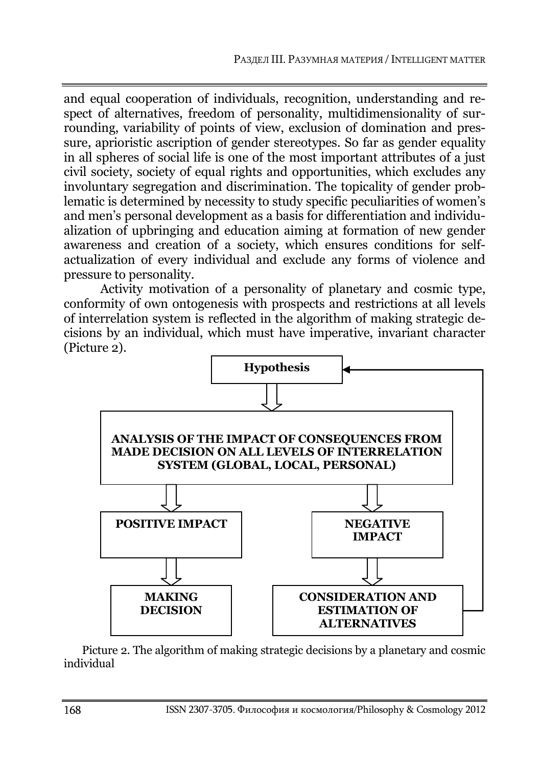and equal cooperation of individuals, recognition, understanding and respect of alternatives, freedom of personality, multidimensionality of surrounding, variability of points of view, exclusion of domination and pressure, aprioristic ascription of gender stereotypes. So far as gender equality in all spheres of social life is one of the most important attributes of a just civil society, society of equal rights and opportunities, which excludes any involuntary segregation and discrimination. The topicality of gender problematic is determined by necessity to study specific peculiarities of women's and men's personal development as a basis for differentiation and individualization of upbringing and education aiming at formation of new gender awareness and creation of a society, which ensures conditions for self-actualization of every individual and exclude any forms of violence and pressure to personality.

Activity motivation of a personality of planetary and cosmic type, conformity of own ontogenesis with prospects and restrictions at all levels of interrelation system is reflected in the algorithm of making strategic decisions by an individual, which must have imperative, invariant character (Picture 2).

**Hypothesis**

**ANALYSIS OF THE IMPACT OF CONSEQUENCES FROM MADE DECISION ON ALL LEVELS OF INTERRELATION SYSTEM (GLOBAL, LOCAL, PERSONAL)**

**POSITIVE IMPACT**

**NEGATIVE IMPACT**

**MAKING DECISION**

**CONSIDERATION AND ESTIMATION OF ALTERNATIVES**

Picture 2. The algorithm of making strategic decisions by a planetary and cosmic individual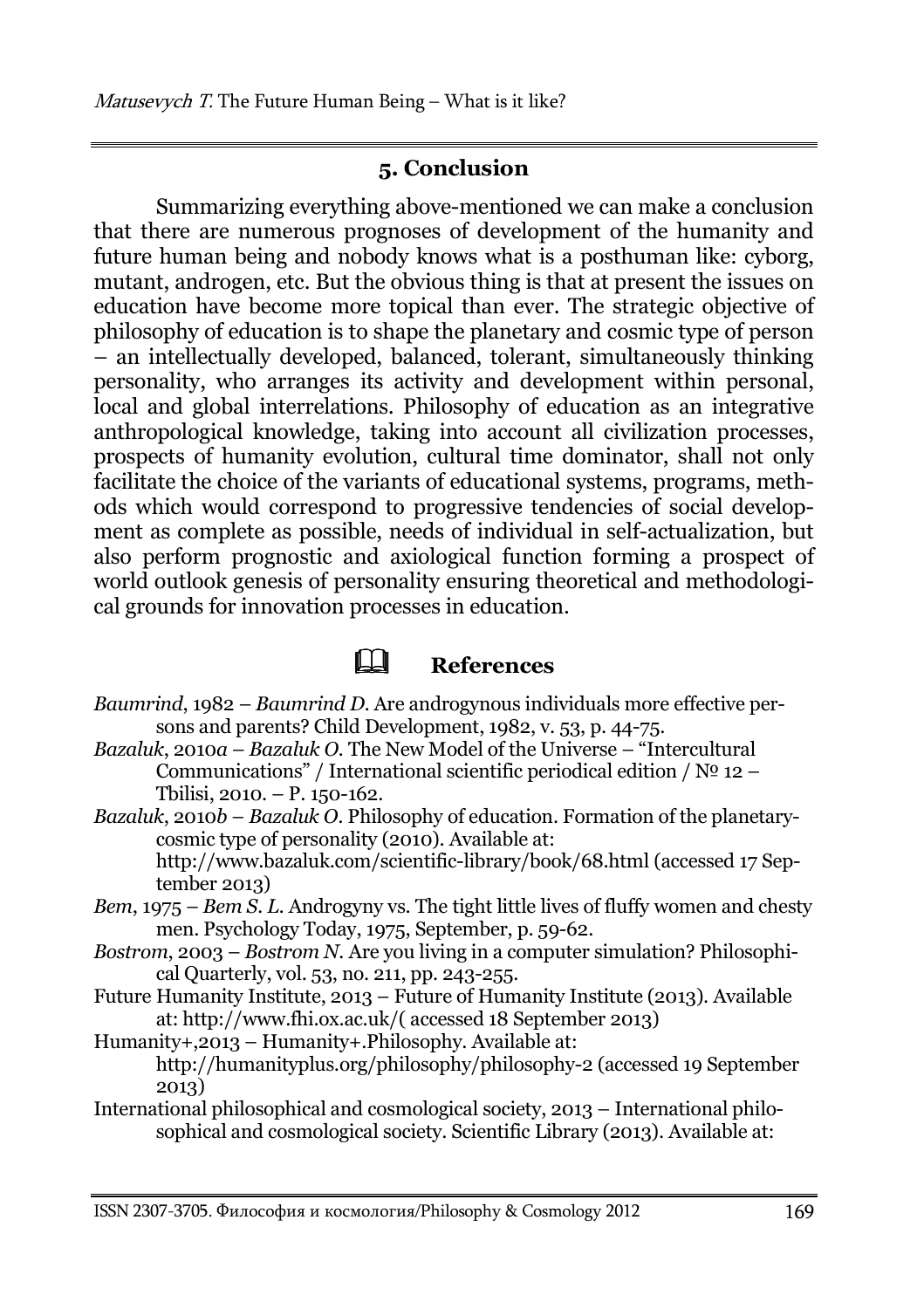## 5. Conclusion

Summarizing everything above-mentioned we can make a conclusion that there are numerous prognoses of development of the humanity and future human being and nobody knows what is a posthuman like: cyborg, mutant, androgen, etc. But the obvious thing is that at present the issues on education have become more topical than ever. The strategic objective of philosophy of education is to shape the planetary and cosmic type of person – an intellectually developed, balanced, tolerant, simultaneously thinking personality, who arranges its activity and development within personal, local and global interrelations. Philosophy of education as an integrative anthropological knowledge, taking into account all civilization processes, prospects of humanity evolution, cultural time dominator, shall not only facilitate the choice of the variants of educational systems, programs, methods which would correspond to progressive tendencies of social development as complete as possible, needs of individual in self-actualization, but also perform prognostic and axiological function forming a prospect of world outlook genesis of personality ensuring theoretical and methodological grounds for innovation processes in education.

## 🕮 References

*Baumrind*, 1982 – *Baumrind D.* Are androgynous individuals more effective persons and parents? Child Development, 1982, v. 53, p. 44-75.

*Bazaluk*, 2010*a* – *Bazaluk O.* The New Model of the Universe – "Intercultural Communications" / International scientific periodical edition / № 12 – Tbilisi, 2010. – P. 150-162.

*Bazaluk*, 2010*b* – *Bazaluk O.* Philosophy of education. Formation of the planetary-cosmic type of personality (2010). Available at: http://www.bazaluk.com/scientific-library/book/68.html (accessed 17 September 2013)

*Bem*, 1975 – *Bem S. L.* Androgyny vs. The tight little lives of fluffy women and chesty men. Psychology Today, 1975, September, p. 59-62.

*Bostrom*, 2003 – *Bostrom N.* Are you living in a computer simulation? Philosophical Quarterly, vol. 53, no. 211, pp. 243-255.

Future Humanity Institute, 2013 – Future of Humanity Institute (2013). Available at: http://www.fhi.ox.ac.uk/( accessed 18 September 2013)

Humanity+,2013 – Humanity+.Philosophy. Available at: http://humanityplus.org/philosophy/philosophy-2 (accessed 19 September 2013)

International philosophical and cosmological society, 2013 – International philosophical and cosmological society. Scientific Library (2013). Available at: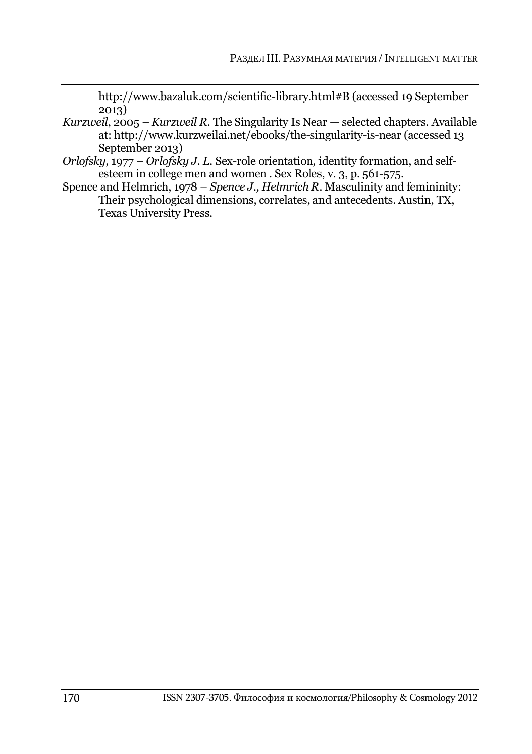http://www.bazaluk.com/scientific-library.html#B (accessed 19 September 2013)

*Kurzweil*, 2005 – *Kurzweil R*. The Singularity Is Near — selected chapters. Available at: http://www.kurzweilai.net/ebooks/the-singularity-is-near (accessed 13 September 2013)

*Orlofsky*, 1977 – *Orlofsky J. L.* Sex-role orientation, identity formation, and self-esteem in college men and women . Sex Roles, v. 3, p. 561-575.

Spence and Helmrich, 1978 – *Spence J., Helmrich R*. Masculinity and femininity: Their psychological dimensions, correlates, and antecedents. Austin, TX, Texas University Press.